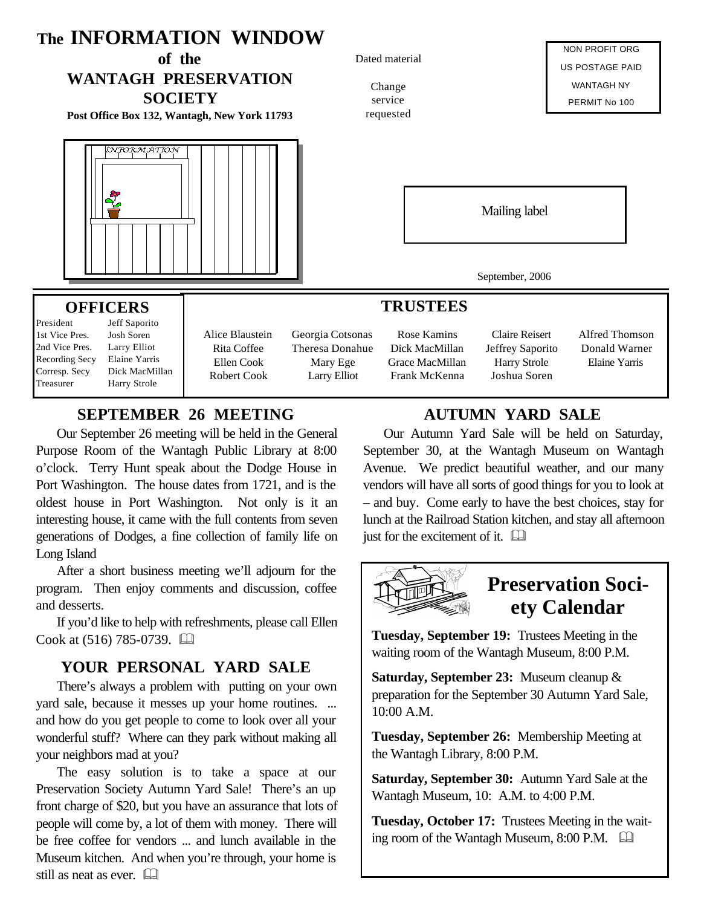# The INFORMATION WINDOW
## of the
## WANTAGH PRESERVATION SOCIETY

**Post Office Box 132, Wantagh, New York 11793**

Dated material

Change service requested

NON PROFIT ORG
US POSTAGE PAID
WANTAGH NY
PERMIT No 100

Mailing label

September, 2006

## OFFICERS

| | |
|---|---|
| President | Jeff Saporito |
| 1st Vice Pres. | Josh Soren |
| 2nd Vice Pres. | Larry Elliot |
| Recording Secy | Elaine Yarris |
| Corresp. Secy | Dick MacMillan |
| Treasurer | Harry Strole |

## TRUSTEES

| | | | | |
|---|---|---|---|---|
| Alice Blaustein | Georgia Cotsonas | Rose Kamins | Claire Reisert | Alfred Thomson |
| Rita Coffee | Theresa Donahue | Dick MacMillan | Jeffrey Saporito | Donald Warner |
| Ellen Cook | Mary Ege | Grace MacMillan | Harry Strole | Elaine Yarris |
| Robert Cook | Larry Elliot | Frank McKenna | Joshua Soren | |

## SEPTEMBER 26 MEETING

Our September 26 meeting will be held in the General Purpose Room of the Wantagh Public Library at 8:00 o'clock. Terry Hunt speak about the Dodge House in Port Washington. The house dates from 1721, and is the oldest house in Port Washington. Not only is it an interesting house, it came with the full contents from seven generations of Dodges, a fine collection of family life on Long Island

After a short business meeting we'll adjourn for the program. Then enjoy comments and discussion, coffee and desserts.

If you'd like to help with refreshments, please call Ellen Cook at (516) 785-0739. 🕮

## YOUR PERSONAL YARD SALE

There's always a problem with putting on your own yard sale, because it messes up your home routines. ... and how do you get people to come to look over all your wonderful stuff? Where can they park without making all your neighbors mad at you?

The easy solution is to take a space at our Preservation Society Autumn Yard Sale! There's an up front charge of $20, but you have an assurance that lots of people will come by, a lot of them with money. There will be free coffee for vendors ... and lunch available in the Museum kitchen. And when you're through, your home is still as neat as ever. 🕮

## AUTUMN YARD SALE

Our Autumn Yard Sale will be held on Saturday, September 30, at the Wantagh Museum on Wantagh Avenue. We predict beautiful weather, and our many vendors will have all sorts of good things for you to look at – and buy. Come early to have the best choices, stay for lunch at the Railroad Station kitchen, and stay all afternoon just for the excitement of it. 🕮

## Preservation Society Calendar

**Tuesday, September 19:** Trustees Meeting in the waiting room of the Wantagh Museum, 8:00 P.M.

**Saturday, September 23:** Museum cleanup & preparation for the September 30 Autumn Yard Sale, 10:00 A.M.

**Tuesday, September 26:** Membership Meeting at the Wantagh Library, 8:00 P.M.

**Saturday, September 30:** Autumn Yard Sale at the Wantagh Museum, 10: A.M. to 4:00 P.M.

**Tuesday, October 17:** Trustees Meeting in the waiting room of the Wantagh Museum, 8:00 P.M. 🕮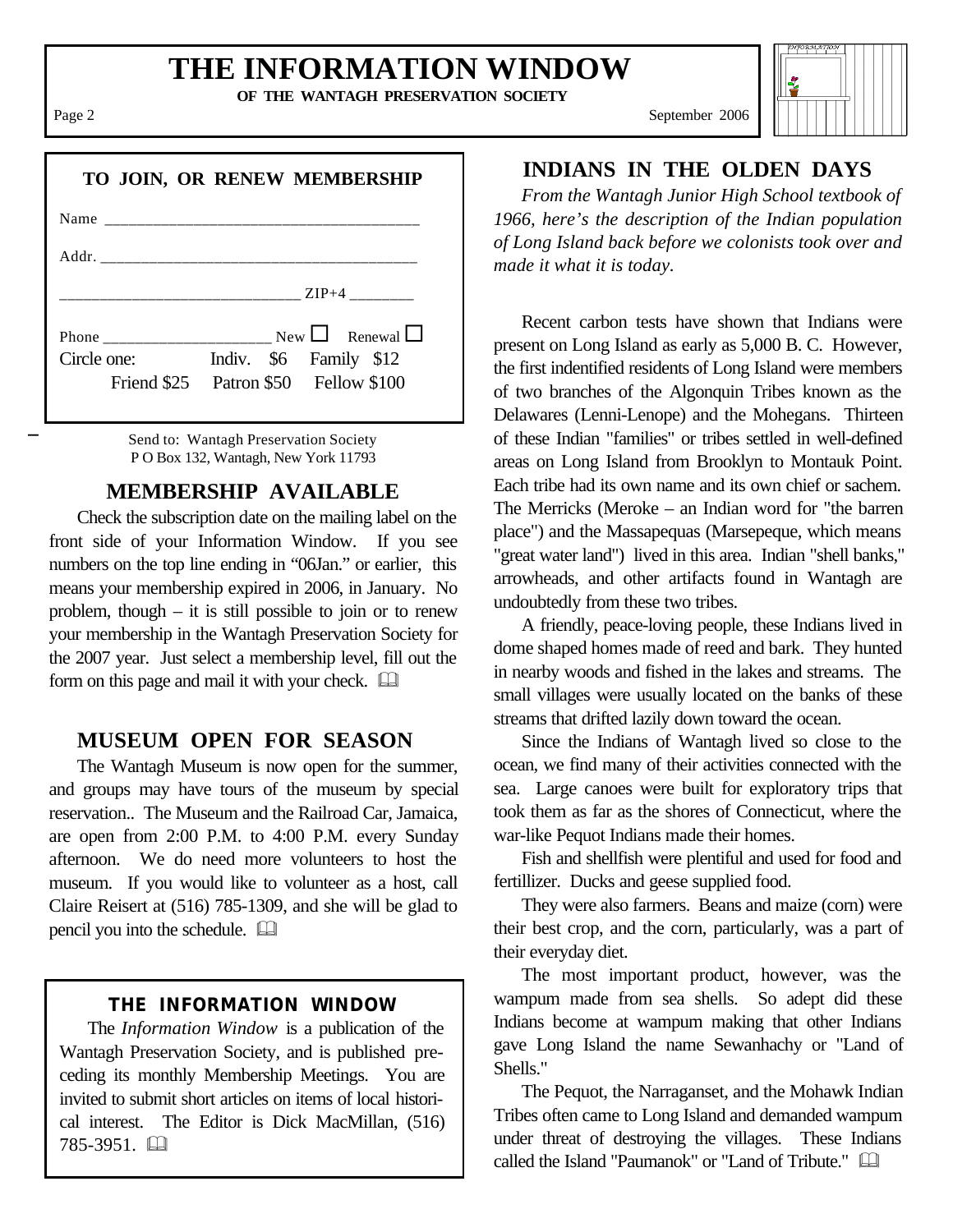# THE INFORMATION WINDOW

**OF THE WANTAGH PRESERVATION SOCIETY**

September 2006

## TO JOIN, OR RENEW MEMBERSHIP

Name ______________________________________

Addr. ______________________________________

______________________________ ZIP+4 ________

Phone ____________________ New ☐ Renewal ☐

Circle one: Indiv. $6 Family $12

Friend $25 Patron $50 Fellow $100

Send to: Wantagh Preservation Society
P O Box 132, Wantagh, New York 11793

## MEMBERSHIP AVAILABLE

Check the subscription date on the mailing label on the front side of your Information Window. If you see numbers on the top line ending in "06Jan." or earlier, this means your membership expired in 2006, in January. No problem, though – it is still possible to join or to renew your membership in the Wantagh Preservation Society for the 2007 year. Just select a membership level, fill out the form on this page and mail it with your check.

## MUSEUM OPEN FOR SEASON

The Wantagh Museum is now open for the summer, and groups may have tours of the museum by special reservation.. The Museum and the Railroad Car, Jamaica, are open from 2:00 P.M. to 4:00 P.M. every Sunday afternoon. We do need more volunteers to host the museum. If you would like to volunteer as a host, call Claire Reisert at (516) 785-1309, and she will be glad to pencil you into the schedule.

## THE INFORMATION WINDOW

The *Information Window* is a publication of the Wantagh Preservation Society, and is published preceding its monthly Membership Meetings. You are invited to submit short articles on items of local historical interest. The Editor is Dick MacMillan, (516) 785-3951.

## INDIANS IN THE OLDEN DAYS

*From the Wantagh Junior High School textbook of 1966, here's the description of the Indian population of Long Island back before we colonists took over and made it what it is today.*

Recent carbon tests have shown that Indians were present on Long Island as early as 5,000 B. C. However, the first indentified residents of Long Island were members of two branches of the Algonquin Tribes known as the Delawares (Lenni-Lenope) and the Mohegans. Thirteen of these Indian "families" or tribes settled in well-defined areas on Long Island from Brooklyn to Montauk Point. Each tribe had its own name and its own chief or sachem. The Merricks (Meroke – an Indian word for "the barren place") and the Massapequas (Marsepeque, which means "great water land") lived in this area. Indian "shell banks," arrowheads, and other artifacts found in Wantagh are undoubtedly from these two tribes.

A friendly, peace-loving people, these Indians lived in dome shaped homes made of reed and bark. They hunted in nearby woods and fished in the lakes and streams. The small villages were usually located on the banks of these streams that drifted lazily down toward the ocean.

Since the Indians of Wantagh lived so close to the ocean, we find many of their activities connected with the sea. Large canoes were built for exploratory trips that took them as far as the shores of Connecticut, where the war-like Pequot Indians made their homes.

Fish and shellfish were plentiful and used for food and fertillizer. Ducks and geese supplied food.

They were also farmers. Beans and maize (corn) were their best crop, and the corn, particularly, was a part of their everyday diet.

The most important product, however, was the wampum made from sea shells. So adept did these Indians become at wampum making that other Indians gave Long Island the name Sewanhachy or "Land of Shells."

The Pequot, the Narraganset, and the Mohawk Indian Tribes often came to Long Island and demanded wampum under threat of destroying the villages. These Indians called the Island "Paumanok" or "Land of Tribute."